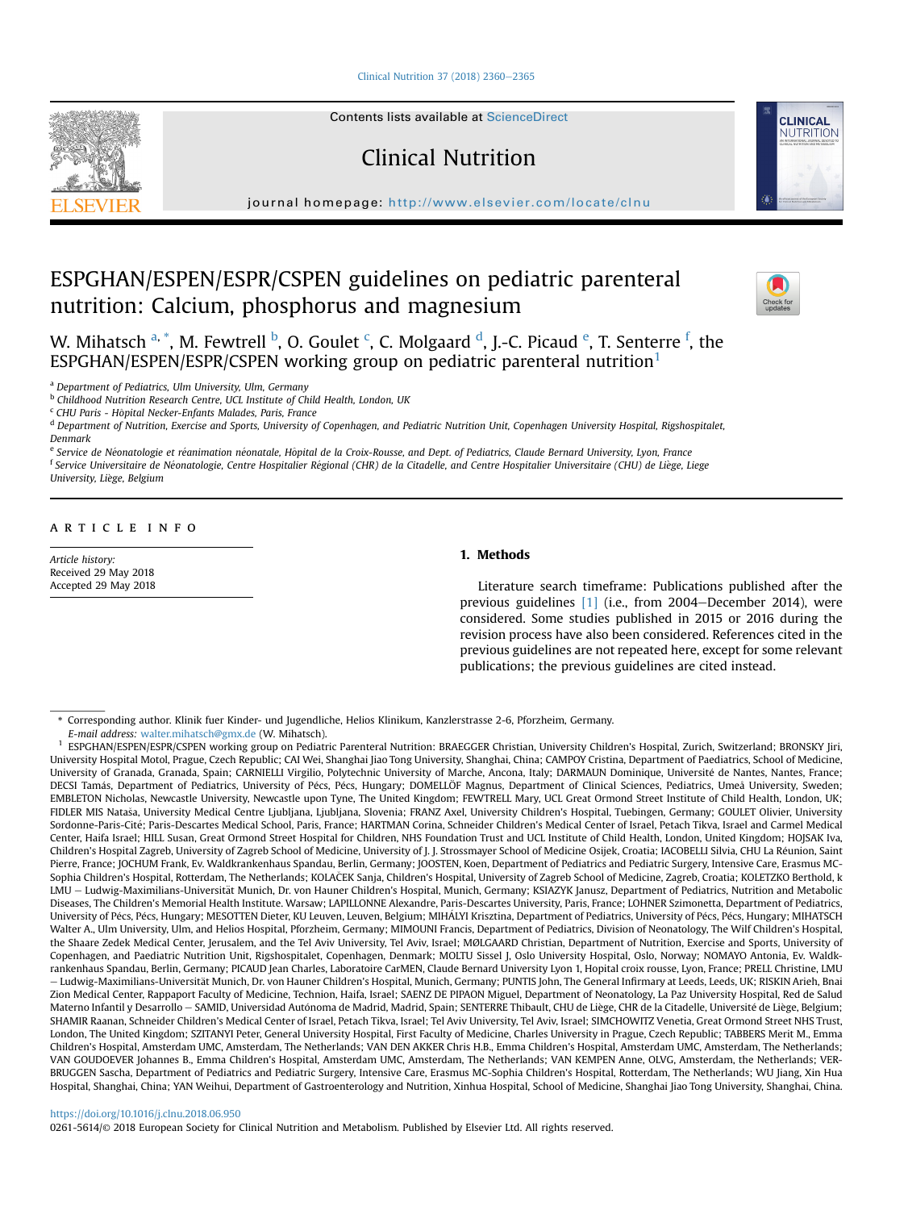Contents lists available at ScienceDirect

# Clinical Nutrition

journal homepage: http://www.elsevier.com/locate/clnu

# ESPGHAN/ESPEN/ESPR/CSPEN guidelines on pediatric parenteral nutrition: Calcium, phosphorus and magnesium

W. Mihatsch [a, *], M. Fewtrell [b], O. Goulet [c], C. Molgaard [d], J.-C. Picaud [e], T. Senterre [f], the ESPGHAN/ESPEN/ESPR/CSPEN working group on pediatric parenteral nutrition[1]

[a] Department of Pediatrics, Ulm University, Ulm, Germany
[b] Childhood Nutrition Research Centre, UCL Institute of Child Health, London, UK
[c] CHU Paris - Hôpital Necker-Enfants Malades, Paris, France
[d] Department of Nutrition, Exercise and Sports, University of Copenhagen, and Pediatric Nutrition Unit, Copenhagen University Hospital, Rigshospitalet, Denmark
[e] Service de Néonatologie et réanimation néonatale, Hôpital de la Croix-Rousse, and Dept. of Pediatrics, Claude Bernard University, Lyon, France
[f] Service Universitaire de Néonatologie, Centre Hospitalier Régional (CHR) de la Citadelle, and Centre Hospitalier Universitaire (CHU) de Liège, Liege University, Liège, Belgium

ARTICLE INFO

*Article history:*
Received 29 May 2018
Accepted 29 May 2018

## 1. Methods

Literature search timeframe: Publications published after the previous guidelines [1] (i.e., from 2004–December 2014), were considered. Some studies published in 2015 or 2016 during the revision process have also been considered. References cited in the previous guidelines are not repeated here, except for some relevant publications; the previous guidelines are cited instead.

---

\* Corresponding author. Klinik fuer Kinder- und Jugendliche, Helios Klinikum, Kanzlerstrasse 2-6, Pforzheim, Germany.
*E-mail address:* walter.mihatsch@gmx.de (W. Mihatsch).

[1] ESPGHAN/ESPEN/ESPR/CSPEN working group on Pediatric Parenteral Nutrition: BRAEGGER Christian, University Children's Hospital, Zurich, Switzerland; BRONSKY Jiri, University Hospital Motol, Prague, Czech Republic; CAI Wei, Shanghai Jiao Tong University, Shanghai, China; CAMPOY Cristina, Department of Paediatrics, School of Medicine, University of Granada, Granada, Spain; CARNIELLI Virgilio, Polytechnic University of Marche, Ancona, Italy; DARMAUN Dominique, Université de Nantes, Nantes, France; DECSI Tamás, Department of Pediatrics, University of Pécs, Pécs, Hungary; DOMELLÖF Magnus, Department of Clinical Sciences, Pediatrics, Umeå University, Sweden; EMBLETON Nicholas, Newcastle University, Newcastle upon Tyne, The United Kingdom; FEWTRELL Mary, UCL Great Ormond Street Institute of Child Health, London, UK; FIDLER MIS Nataša, University Medical Centre Ljubljana, Ljubljana, Slovenia; FRANZ Axel, University Children's Hospital, Tuebingen, Germany; GOULET Olivier, University Sordonne-Paris-Cité; Paris-Descartes Medical School, Paris, France; HARTMAN Corina, Schneider Children's Medical Center of Israel, Petach Tikva, Israel and Carmel Medical Center, Haifa Israel; HILL Susan, Great Ormond Street Hospital for Children, NHS Foundation Trust and UCL Institute of Child Health, London, United Kingdom; HOJSAK Iva, Children's Hospital Zagreb, University of Zagreb School of Medicine, University of J. J. Strossmayer School of Medicine Osijek, Croatia; IACOBELLI Silvia, CHU La Réunion, Saint Pierre, France; JOCHUM Frank, Ev. Waldkrankenhaus Spandau, Berlin, Germany; JOOSTEN, Koen, Department of Pediatrics and Pediatric Surgery, Intensive Care, Erasmus MC-Sophia Children's Hospital, Rotterdam, The Netherlands; KOLAČEK Sanja, Children's Hospital, University of Zagreb School of Medicine, Zagreb, Croatia; KOLETZKO Berthold, k LMU – Ludwig-Maximilians-Universität Munich, Dr. von Hauner Children's Hospital, Munich, Germany; KSIAZYK Janusz, Department of Pediatrics, Nutrition and Metabolic Diseases, The Children's Memorial Health Institute. Warsaw; LAPILLONNE Alexandre, Paris-Descartes University, Paris, France; LOHNER Szimonetta, Department of Pediatrics, University of Pécs, Pécs, Hungary; MESOTTEN Dieter, KU Leuven, Leuven, Belgium; MIHÁLYI Krisztina, Department of Pediatrics, University of Pécs, Pécs, Hungary; MIHATSCH Walter A., Ulm University, Ulm, and Helios Hospital, Pforzheim, Germany; MIMOUNI Francis, Department of Pediatrics, Division of Neonatology, The Wilf Children's Hospital, the Shaare Zedek Medical Center, Jerusalem, and the Tel Aviv University, Tel Aviv, Israel; MØLGAARD Christian, Department of Nutrition, Exercise and Sports, University of Copenhagen, and Paediatric Nutrition Unit, Rigshospitalet, Copenhagen, Denmark; MOLTU Sissel J, Oslo University Hospital, Oslo, Norway; NOMAYO Antonia, Ev. Waldkrankenhaus Spandau, Berlin, Germany; PICAUD Jean Charles, Laboratoire CarMEN, Claude Bernard University Lyon 1, Hopital croix rousse, Lyon, France; PRELL Christine, LMU – Ludwig-Maximilians-Universität Munich, Dr. von Hauner Children's Hospital, Munich, Germany; PUNTIS John, The General Infirmary at Leeds, Leeds, UK; RISKIN Arieh, Bnai Zion Medical Center, Rappaport Faculty of Medicine, Technion, Haifa, Israel; SAENZ DE PIPAON Miguel, Department of Neonatology, La Paz University Hospital, Red de Salud Materno Infantil y Desarrollo – SAMID, Universidad Autónoma de Madrid, Madrid, Spain; SENTERRE Thibault, CHU de Liège, CHR de la Citadelle, Université de Liège, Belgium; SHAMIR Raanan, Schneider Children's Medical Center of Israel, Petach Tikva, Israel; Tel Aviv University, Tel Aviv, Israel; SIMCHOWITZ Venetia, Great Ormond Street NHS Trust, London, The United Kingdom; SZITANYI Peter, General University Hospital, First Faculty of Medicine, Charles University in Prague, Czech Republic; TABBERS Merit M., Emma Children's Hospital, Amsterdam UMC, Amsterdam, The Netherlands; VAN DEN AKKER Chris H.B., Emma Children's Hospital, Amsterdam UMC, Amsterdam, The Netherlands; VAN GOUDOEVER Johannes B., Emma Children's Hospital, Amsterdam UMC, Amsterdam, The Netherlands; VAN KEMPEN Anne, OLVG, Amsterdam, the Netherlands; VERBRUGGEN Sascha, Department of Pediatrics and Pediatric Surgery, Intensive Care, Erasmus MC-Sophia Children's Hospital, Rotterdam, The Netherlands; WU Jiang, Xin Hua Hospital, Shanghai, China; YAN Weihui, Department of Gastroenterology and Nutrition, Xinhua Hospital, School of Medicine, Shanghai Jiao Tong University, Shanghai, China.

https://doi.org/10.1016/j.clnu.2018.06.950
0261-5614/© 2018 European Society for Clinical Nutrition and Metabolism. Published by Elsevier Ltd. All rights reserved.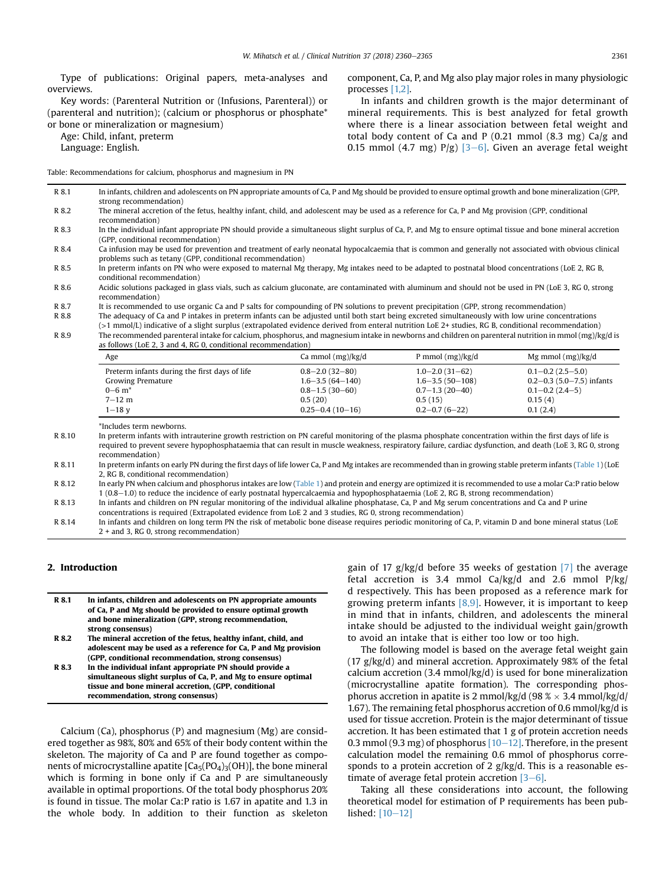Type of publications: Original papers, meta-analyses and overviews.

Key words: (Parenteral Nutrition or (Infusions, Parenteral)) or (parenteral and nutrition); (calcium or phosphorus or phosphate* or bone or mineralization or magnesium)

Age: Child, infant, preterm

Language: English.

Table: Recommendations for calcium, phosphorus and magnesium in PN

| | |
|---|---|
| R 8.1 | In infants, children and adolescents on PN appropriate amounts of Ca, P and Mg should be provided to ensure optimal growth and bone mineralization (GPP, strong recommendation) |
| R 8.2 | The mineral accretion of the fetus, healthy infant, child, and adolescent may be used as a reference for Ca, P and Mg provision (GPP, conditional recommendation) |
| R 8.3 | In the individual infant appropriate PN should provide a simultaneous slight surplus of Ca, P, and Mg to ensure optimal tissue and bone mineral accretion (GPP, conditional recommendation) |
| R 8.4 | Ca infusion may be used for prevention and treatment of early neonatal hypocalcaemia that is common and generally not associated with obvious clinical problems such as tetany (GPP, conditional recommendation) |
| R 8.5 | In preterm infants on PN who were exposed to maternal Mg therapy, Mg intakes need to be adapted to postnatal blood concentrations (LoE 2, RG B, conditional recommendation) |
| R 8.6 | Acidic solutions packaged in glass vials, such as calcium gluconate, are contaminated with aluminum and should not be used in PN (LoE 3, RG 0, strong recommendation) |
| R 8.7 | It is recommended to use organic Ca and P salts for compounding of PN solutions to prevent precipitation (GPP, strong recommendation) |
| R 8.8 | The adequacy of Ca and P intakes in preterm infants can be adjusted until both start being excreted simultaneously with low urine concentrations (>1 mmol/L) indicative of a slight surplus (extrapolated evidence derived from enteral nutrition LoE 2+ studies, RG B, conditional recommendation) |
| R 8.9 | The recommended parenteral intake for calcium, phosphorus, and magnesium intake in newborns and children on parenteral nutrition in mmol (mg)/kg/d is as follows (LoE 2, 3 and 4, RG 0, conditional recommendation) |

| Age | Ca mmol (mg)/kg/d | P mmol (mg)/kg/d | Mg mmol (mg)/kg/d |
|---|---|---|---|
| Preterm infants during the first days of life | 0.8–2.0 (32–80) | 1.0–2.0 (31–62) | 0.1–0.2 (2.5–5.0) |
| Growing Premature | 1.6–3.5 (64–140) | 1.6–3.5 (50–108) | 0.2–0.3 (5.0–7.5) infants |
| 0–6 m* | 0.8–1.5 (30–60) | 0.7–1.3 (20–40) | 0.1–0.2 (2.4–5) |
| 7–12 m | 0.5 (20) | 0.5 (15) | 0.15 (4) |
| 1–18 y | 0.25–0.4 (10–16) | 0.2–0.7 (6–22) | 0.1 (2.4) |

*Includes term newborns.

| | |
|---|---|
| R 8.10 | In preterm infants with intrauterine growth restriction on PN careful monitoring of the plasma phosphate concentration within the first days of life is required to prevent severe hypophosphataemia that can result in muscle weakness, respiratory failure, cardiac dysfunction, and death (LoE 3, RG 0, strong recommendation) |
| R 8.11 | In preterm infants on early PN during the first days of life lower Ca, P and Mg intakes are recommended than in growing stable preterm infants (Table 1) (LoE 2, RG B, conditional recommendation) |
| R 8.12 | In early PN when calcium and phosphorus intakes are low (Table 1) and protein and energy are optimized it is recommended to use a molar Ca:P ratio below 1 (0.8–1.0) to reduce the incidence of early postnatal hypercalcaemia and hypophosphataemia (LoE 2, RG B, strong recommendation) |
| R 8.13 | In infants and children on PN regular monitoring of the individual alkaline phosphatase, Ca, P and Mg serum concentrations and Ca and P urine concentrations is required (Extrapolated evidence from LoE 2 and 3 studies, RG 0, strong recommendation) |
| R 8.14 | In infants and children on long term PN the risk of metabolic bone disease requires periodic monitoring of Ca, P, vitamin D and bone mineral status (LoE 2 + and 3, RG 0, strong recommendation) |

## 2. Introduction

| | |
|---|---|
| **R 8.1** | **In infants, children and adolescents on PN appropriate amounts of Ca, P and Mg should be provided to ensure optimal growth and bone mineralization (GPP, strong recommendation, strong consensus)** |
| **R 8.2** | **The mineral accretion of the fetus, healthy infant, child, and adolescent may be used as a reference for Ca, P and Mg provision (GPP, conditional recommendation, strong consensus)** |
| **R 8.3** | **In the individual infant appropriate PN should provide a simultaneous slight surplus of Ca, P, and Mg to ensure optimal tissue and bone mineral accretion, (GPP, conditional recommendation, strong consensus)** |

Calcium (Ca), phosphorus (P) and magnesium (Mg) are considered together as 98%, 80% and 65% of their body content within the skeleton. The majority of Ca and P are found together as components of microcrystalline apatite [$Ca_5(PO_4)_3(OH)$], the bone mineral which is forming in bone only if Ca and P are simultaneously available in optimal proportions. Of the total body phosphorus 20% is found in tissue. The molar Ca:P ratio is 1.67 in apatite and 1.3 in the whole body. In addition to their function as skeleton component, Ca, P, and Mg also play major roles in many physiologic processes [1,2].

In infants and children growth is the major determinant of mineral requirements. This is best analyzed for fetal growth where there is a linear association between fetal weight and total body content of Ca and P (0.21 mmol (8.3 mg) Ca/g and 0.15 mmol (4.7 mg) P/g) [3–6]. Given an average fetal weight gain of 17 g/kg/d before 35 weeks of gestation [7] the average fetal accretion is 3.4 mmol Ca/kg/d and 2.6 mmol P/kg/d respectively. This has been proposed as a reference mark for growing preterm infants [8,9]. However, it is important to keep in mind that in infants, children, and adolescents the mineral intake should be adjusted to the individual weight gain/growth to avoid an intake that is either too low or too high.

The following model is based on the average fetal weight gain (17 g/kg/d) and mineral accretion. Approximately 98% of the fetal calcium accretion (3.4 mmol/kg/d) is used for bone mineralization (microcrystalline apatite formation). The corresponding phosphorus accretion in apatite is 2 mmol/kg/d (98 % × 3.4 mmol/kg/d/1.67). The remaining fetal phosphorus accretion of 0.6 mmol/kg/d is used for tissue accretion. Protein is the major determinant of tissue accretion. It has been estimated that 1 g of protein accretion needs 0.3 mmol (9.3 mg) of phosphorus [10–12]. Therefore, in the present calculation model the remaining 0.6 mmol of phosphorus corresponds to a protein accretion of 2 g/kg/d. This is a reasonable estimate of average fetal protein accretion [3–6].

Taking all these considerations into account, the following theoretical model for estimation of P requirements has been published: [10–12]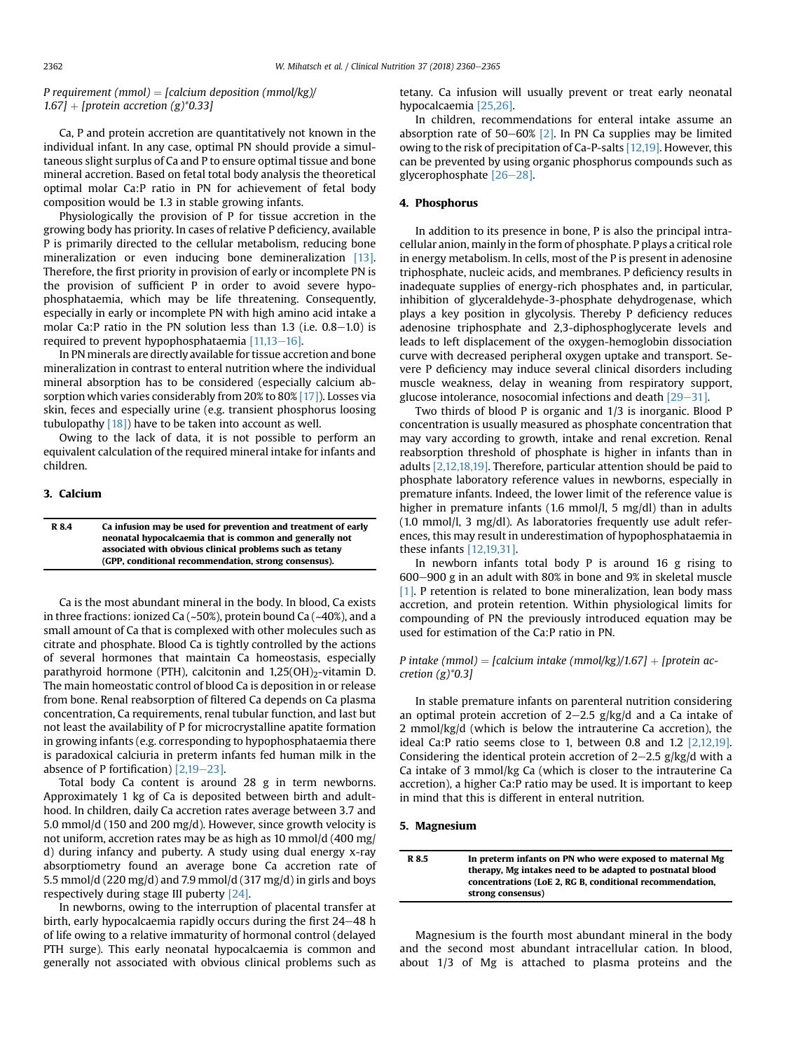*P requirement (mmol) = [calcium deposition (mmol/kg)/1.67] + [protein accretion (g)*0.33]*

Ca, P and protein accretion are quantitatively not known in the individual infant. In any case, optimal PN should provide a simultaneous slight surplus of Ca and P to ensure optimal tissue and bone mineral accretion. Based on fetal total body analysis the theoretical optimal molar Ca:P ratio in PN for achievement of fetal body composition would be 1.3 in stable growing infants.

Physiologically the provision of P for tissue accretion in the growing body has priority. In cases of relative P deficiency, available P is primarily directed to the cellular metabolism, reducing bone mineralization or even inducing bone demineralization [13]. Therefore, the first priority in provision of early or incomplete PN is the provision of sufficient P in order to avoid severe hypophosphataemia, which may be life threatening. Consequently, especially in early or incomplete PN with high amino acid intake a molar Ca:P ratio in the PN solution less than 1.3 (i.e. 0.8–1.0) is required to prevent hypophosphataemia [11,13–16].

In PN minerals are directly available for tissue accretion and bone mineralization in contrast to enteral nutrition where the individual mineral absorption has to be considered (especially calcium absorption which varies considerably from 20% to 80% [17]). Losses via skin, feces and especially urine (e.g. transient phosphorus loosing tubulopathy [18]) have to be taken into account as well.

Owing to the lack of data, it is not possible to perform an equivalent calculation of the required mineral intake for infants and children.

## 3. Calcium

| R 8.4 | Ca infusion may be used for prevention and treatment of early neonatal hypocalcaemia that is common and generally not associated with obvious clinical problems such as tetany (GPP, conditional recommendation, strong consensus). |
|---|---|

Ca is the most abundant mineral in the body. In blood, Ca exists in three fractions: ionized Ca (~50%), protein bound Ca (~40%), and a small amount of Ca that is complexed with other molecules such as citrate and phosphate. Blood Ca is tightly controlled by the actions of several hormones that maintain Ca homeostasis, especially parathyroid hormone (PTH), calcitonin and 1,25$(OH)_2$-vitamin D. The main homeostatic control of blood Ca is deposition in or release from bone. Renal reabsorption of filtered Ca depends on Ca plasma concentration, Ca requirements, renal tubular function, and last but not least the availability of P for microcrystalline apatite formation in growing infants (e.g. corresponding to hypophosphataemia there is paradoxical calciuria in preterm infants fed human milk in the absence of P fortification) [2,19–23].

Total body Ca content is around 28 g in term newborns. Approximately 1 kg of Ca is deposited between birth and adulthood. In children, daily Ca accretion rates average between 3.7 and 5.0 mmol/d (150 and 200 mg/d). However, since growth velocity is not uniform, accretion rates may be as high as 10 mmol/d (400 mg/d) during infancy and puberty. A study using dual energy x-ray absorptiometry found an average bone Ca accretion rate of 5.5 mmol/d (220 mg/d) and 7.9 mmol/d (317 mg/d) in girls and boys respectively during stage III puberty [24].

In newborns, owing to the interruption of placental transfer at birth, early hypocalcaemia rapidly occurs during the first 24–48 h of life owing to a relative immaturity of hormonal control (delayed PTH surge). This early neonatal hypocalcaemia is common and generally not associated with obvious clinical problems such as tetany. Ca infusion will usually prevent or treat early neonatal hypocalcaemia [25,26].

In children, recommendations for enteral intake assume an absorption rate of 50–60% [2]. In PN Ca supplies may be limited owing to the risk of precipitation of Ca-P-salts [12,19]. However, this can be prevented by using organic phosphorus compounds such as glycerophosphate [26–28].

## 4. Phosphorus

In addition to its presence in bone, P is also the principal intracellular anion, mainly in the form of phosphate. P plays a critical role in energy metabolism. In cells, most of the P is present in adenosine triphosphate, nucleic acids, and membranes. P deficiency results in inadequate supplies of energy-rich phosphates and, in particular, inhibition of glyceraldehyde-3-phosphate dehydrogenase, which plays a key position in glycolysis. Thereby P deficiency reduces adenosine triphosphate and 2,3-diphosphoglycerate levels and leads to left displacement of the oxygen-hemoglobin dissociation curve with decreased peripheral oxygen uptake and transport. Severe P deficiency may induce several clinical disorders including muscle weakness, delay in weaning from respiratory support, glucose intolerance, nosocomial infections and death [29–31].

Two thirds of blood P is organic and 1/3 is inorganic. Blood P concentration is usually measured as phosphate concentration that may vary according to growth, intake and renal excretion. Renal reabsorption threshold of phosphate is higher in infants than in adults [2,12,18,19]. Therefore, particular attention should be paid to phosphate laboratory reference values in newborns, especially in premature infants. Indeed, the lower limit of the reference value is higher in premature infants (1.6 mmol/l, 5 mg/dl) than in adults (1.0 mmol/l, 3 mg/dl). As laboratories frequently use adult references, this may result in underestimation of hypophosphataemia in these infants [12,19,31].

In newborn infants total body P is around 16 g rising to 600–900 g in an adult with 80% in bone and 9% in skeletal muscle [1]. P retention is related to bone mineralization, lean body mass accretion, and protein retention. Within physiological limits for compounding of PN the previously introduced equation may be used for estimation of the Ca:P ratio in PN.

*P intake (mmol) = [calcium intake (mmol/kg)/1.67] + [protein accretion (g)*0.3]*

In stable premature infants on parenteral nutrition considering an optimal protein accretion of 2–2.5 g/kg/d and a Ca intake of 2 mmol/kg/d (which is below the intrauterine Ca accretion), the ideal Ca:P ratio seems close to 1, between 0.8 and 1.2 [2,12,19]. Considering the identical protein accretion of 2–2.5 g/kg/d with a Ca intake of 3 mmol/kg Ca (which is closer to the intrauterine Ca accretion), a higher Ca:P ratio may be used. It is important to keep in mind that this is different in enteral nutrition.

## 5. Magnesium

| R 8.5 | In preterm infants on PN who were exposed to maternal Mg therapy, Mg intakes need to be adapted to postnatal blood concentrations (LoE 2, RG B, conditional recommendation, strong consensus) |
|---|---|

Magnesium is the fourth most abundant mineral in the body and the second most abundant intracellular cation. In blood, about 1/3 of Mg is attached to plasma proteins and the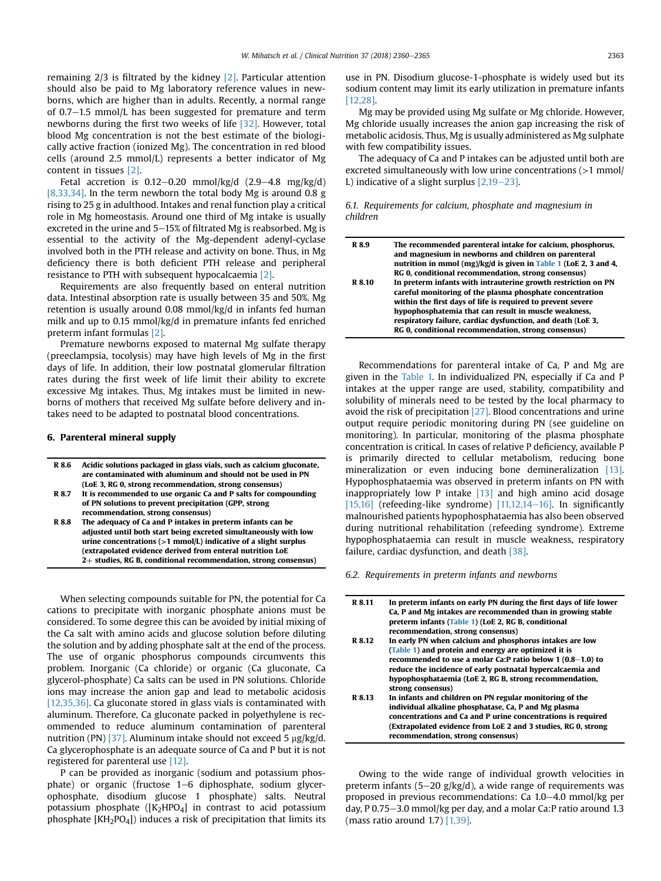remaining 2/3 is filtrated by the kidney [2]. Particular attention should also be paid to Mg laboratory reference values in newborns, which are higher than in adults. Recently, a normal range of 0.7–1.5 mmol/L has been suggested for premature and term newborns during the first two weeks of life [32]. However, total blood Mg concentration is not the best estimate of the biologically active fraction (ionized Mg). The concentration in red blood cells (around 2.5 mmol/L) represents a better indicator of Mg content in tissues [2].

Fetal accretion is 0.12–0.20 mmol/kg/d (2.9–4.8 mg/kg/d) [8,33,34]. In the term newborn the total body Mg is around 0.8 g rising to 25 g in adulthood. Intakes and renal function play a critical role in Mg homeostasis. Around one third of Mg intake is usually excreted in the urine and 5–15% of filtrated Mg is reabsorbed. Mg is essential to the activity of the Mg-dependent adenyl-cyclase involved both in the PTH release and activity on bone. Thus, in Mg deficiency there is both deficient PTH release and peripheral resistance to PTH with subsequent hypocalcaemia [2].

Requirements are also frequently based on enteral nutrition data. Intestinal absorption rate is usually between 35 and 50%. Mg retention is usually around 0.08 mmol/kg/d in infants fed human milk and up to 0.15 mmol/kg/d in premature infants fed enriched preterm infant formulas [2].

Premature newborns exposed to maternal Mg sulfate therapy (preeclampsia, tocolysis) may have high levels of Mg in the first days of life. In addition, their low postnatal glomerular filtration rates during the first week of life limit their ability to excrete excessive Mg intakes. Thus, Mg intakes must be limited in newborns of mothers that received Mg sulfate before delivery and intakes need to be adapted to postnatal blood concentrations.

## 6. Parenteral mineral supply

| | |
|---|---|
| **R 8.6** | **Acidic solutions packaged in glass vials, such as calcium gluconate, are contaminated with aluminum and should not be used in PN (LoE 3, RG 0, strong recommendation, strong consensus)** |
| **R 8.7** | **It is recommended to use organic Ca and P salts for compounding of PN solutions to prevent precipitation (GPP, strong recommendation, strong consensus)** |
| **R 8.8** | **The adequacy of Ca and P intakes in preterm infants can be adjusted until both start being excreted simultaneously with low urine concentrations (>1 mmol/L) indicative of a slight surplus (extrapolated evidence derived from enteral nutrition LoE 2+ studies, RG B, conditional recommendation, strong consensus)** |

When selecting compounds suitable for PN, the potential for Ca cations to precipitate with inorganic phosphate anions must be considered. To some degree this can be avoided by initial mixing of the Ca salt with amino acids and glucose solution before diluting the solution and by adding phosphate salt at the end of the process. The use of organic phosphorus compounds circumvents this problem. Inorganic (Ca chloride) or organic (Ca gluconate, Ca glycerol-phosphate) Ca salts can be used in PN solutions. Chloride ions may increase the anion gap and lead to metabolic acidosis [12,35,36]. Ca gluconate stored in glass vials is contaminated with aluminum. Therefore, Ca gluconate packed in polyethylene is recommended to reduce aluminum contamination of parenteral nutrition (PN) [37]. Aluminum intake should not exceed 5 μg/kg/d. Ca glycerophosphate is an adequate source of Ca and P but it is not registered for parenteral use [12].

P can be provided as inorganic (sodium and potassium phosphate) or organic (fructose 1–6 diphosphate, sodium glycerophosphate, disodium glucose 1 phosphate) salts. Neutral potassium phosphate ([$K_2HPO_4$] in contrast to acid potassium phosphate [$KH_2PO_4$]) induces a risk of precipitation that limits its use in PN. Disodium glucose-1-phosphate is widely used but its sodium content may limit its early utilization in premature infants [12,28].

Mg may be provided using Mg sulfate or Mg chloride. However, Mg chloride usually increases the anion gap increasing the risk of metabolic acidosis. Thus, Mg is usually administered as Mg sulphate with few compatibility issues.

The adequacy of Ca and P intakes can be adjusted until both are excreted simultaneously with low urine concentrations (>1 mmol/L) indicative of a slight surplus [2,19–23].

### 6.1. Requirements for calcium, phosphate and magnesium in children

| | |
|---|---|
| **R 8.9** | **The recommended parenteral intake for calcium, phosphorus, and magnesium in newborns and children on parenteral nutrition in mmol (mg)/kg/d is given in Table 1 (LoE 2, 3 and 4, RG 0, conditional recommendation, strong consensus)** |
| **R 8.10** | **In preterm infants with intrauterine growth restriction on PN careful monitoring of the plasma phosphate concentration within the first days of life is required to prevent severe hypophosphatemia that can result in muscle weakness, respiratory failure, cardiac dysfunction, and death (LoE 3, RG 0, conditional recommendation, strong consensus)** |

Recommendations for parenteral intake of Ca, P and Mg are given in the Table 1. In individualized PN, especially if Ca and P intakes at the upper range are used, stability, compatibility and solubility of minerals need to be tested by the local pharmacy to avoid the risk of precipitation [27]. Blood concentrations and urine output require periodic monitoring during PN (see guideline on monitoring). In particular, monitoring of the plasma phosphate concentration is critical. In cases of relative P deficiency, available P is primarily directed to cellular metabolism, reducing bone mineralization or even inducing bone demineralization [13]. Hypophosphataemia was observed in preterm infants on PN with inappropriately low P intake [13] and high amino acid dosage [15,16] (refeeding-like syndrome) [11,12,14–16]. In significantly malnourished patients hypophosphataemia has also been observed during nutritional rehabilitation (refeeding syndrome). Extreme hypophosphataemia can result in muscle weakness, respiratory failure, cardiac dysfunction, and death [38].

### 6.2. Requirements in preterm infants and newborns

| | |
|---|---|
| **R 8.11** | **In preterm infants on early PN during the first days of life lower Ca, P and Mg intakes are recommended than in growing stable preterm infants (Table 1) (LoE 2, RG B, conditional recommendation, strong consensus)** |
| **R 8.12** | **In early PN when calcium and phosphorus intakes are low (Table 1) and protein and energy are optimized it is recommended to use a molar Ca:P ratio below 1 (0.8–1.0) to reduce the incidence of early postnatal hypercalcaemia and hypophosphataemia (LoE 2, RG B, strong recommendation, strong consensus)** |
| **R 8.13** | **In infants and children on PN regular monitoring of the individual alkaline phosphatase, Ca, P and Mg plasma concentrations and Ca and P urine concentrations is required (Extrapolated evidence from LoE 2 and 3 studies, RG 0, strong recommendation, strong consensus)** |

Owing to the wide range of individual growth velocities in preterm infants (5–20 g/kg/d), a wide range of requirements was proposed in previous recommendations: Ca 1.0–4.0 mmol/kg per day, P 0.75–3.0 mmol/kg per day, and a molar Ca:P ratio around 1.3 (mass ratio around 1.7) [1,39].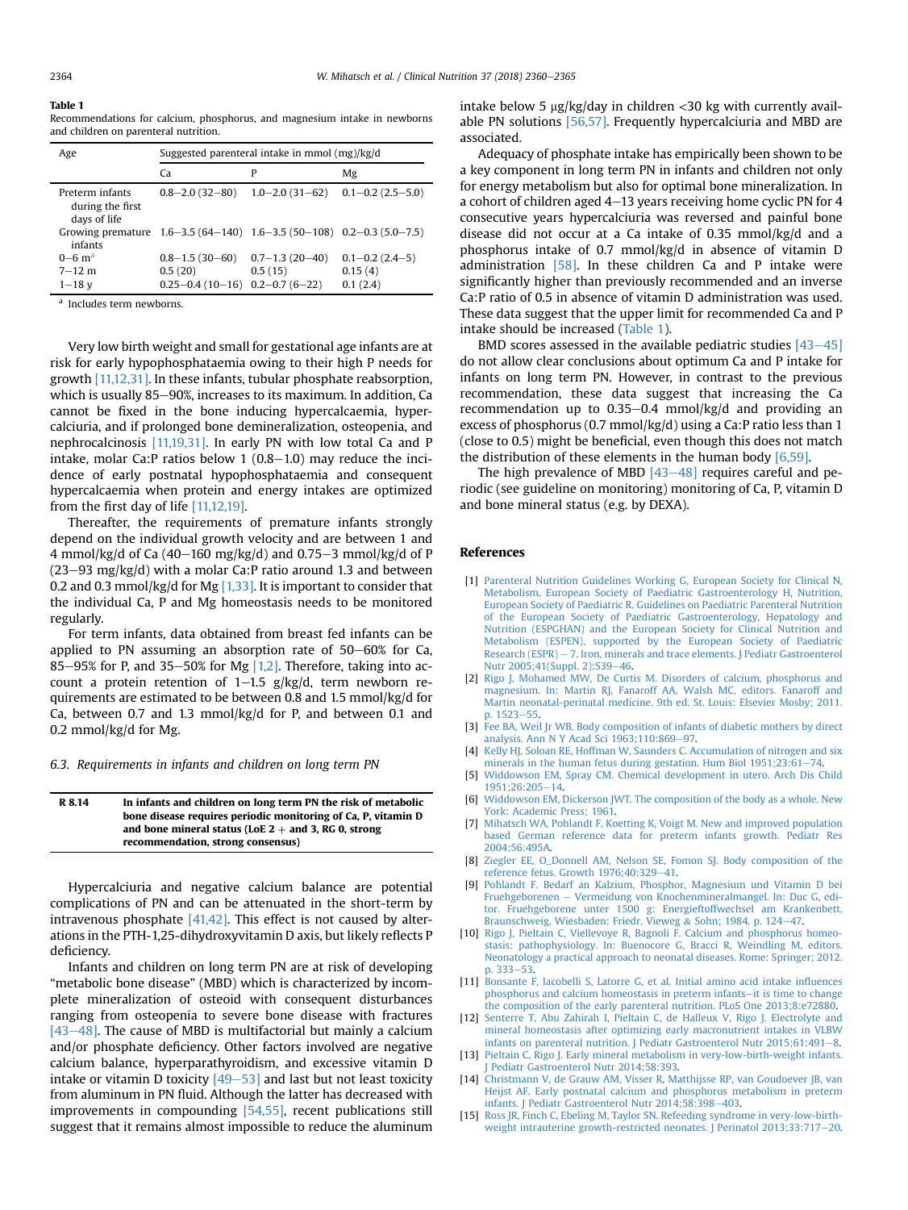**Table 1**
Recommendations for calcium, phosphorus, and magnesium intake in newborns and children on parenteral nutrition.

| Age | Suggested parenteral intake in mmol (mg)/kg/d | | |
|---|---|---|---|
| | Ca | P | Mg |
| Preterm infants during the first days of life | 0.8–2.0 (32–80) | 1.0–2.0 (31–62) | 0.1–0.2 (2.5–5.0) |
| Growing premature infants | 1.6–3.5 (64–140) | 1.6–3.5 (50–108) | 0.2–0.3 (5.0–7.5) |
| 0–6 m[a] | 0.8–1.5 (30–60) | 0.7–1.3 (20–40) | 0.1–0.2 (2.4–5) |
| 7–12 m | 0.5 (20) | 0.5 (15) | 0.15 (4) |
| 1–18 y | 0.25–0.4 (10–16) | 0.2–0.7 (6–22) | 0.1 (2.4) |

[a] Includes term newborns.

Very low birth weight and small for gestational age infants are at risk for early hypophosphataemia owing to their high P needs for growth [11,12,31]. In these infants, tubular phosphate reabsorption, which is usually 85–90%, increases to its maximum. In addition, Ca cannot be fixed in the bone inducing hypercalcaemia, hypercalciuria, and if prolonged bone demineralization, osteopenia, and nephrocalcinosis [11,19,31]. In early PN with low total Ca and P intake, molar Ca:P ratios below 1 (0.8–1.0) may reduce the incidence of early postnatal hypophosphataemia and consequent hypercalcaemia when protein and energy intakes are optimized from the first day of life [11,12,19].

Thereafter, the requirements of premature infants strongly depend on the individual growth velocity and are between 1 and 4 mmol/kg/d of Ca (40–160 mg/kg/d) and 0.75–3 mmol/kg/d of P (23–93 mg/kg/d) with a molar Ca:P ratio around 1.3 and between 0.2 and 0.3 mmol/kg/d for Mg [1,33]. It is important to consider that the individual Ca, P and Mg homeostasis needs to be monitored regularly.

For term infants, data obtained from breast fed infants can be applied to PN assuming an absorption rate of 50–60% for Ca, 85–95% for P, and 35–50% for Mg [1,2]. Therefore, taking into account a protein retention of 1–1.5 g/kg/d, term newborn requirements are estimated to be between 0.8 and 1.5 mmol/kg/d for Ca, between 0.7 and 1.3 mmol/kg/d for P, and between 0.1 and 0.2 mmol/kg/d for Mg.

### 6.3. Requirements in infants and children on long term PN

| R 8.14 | In infants and children on long term PN the risk of metabolic bone disease requires periodic monitoring of Ca, P, vitamin D and bone mineral status (LoE 2 + and 3, RG 0, strong recommendation, strong consensus) |
|---|---|

Hypercalciuria and negative calcium balance are potential complications of PN and can be attenuated in the short-term by intravenous phosphate [41,42]. This effect is not caused by alterations in the PTH-1,25-dihydroxyvitamin D axis, but likely reflects P deficiency.

Infants and children on long term PN are at risk of developing "metabolic bone disease" (MBD) which is characterized by incomplete mineralization of osteoid with consequent disturbances ranging from osteopenia to severe bone disease with fractures [43–48]. The cause of MBD is multifactorial but mainly a calcium and/or phosphate deficiency. Other factors involved are negative calcium balance, hyperparathyroidism, and excessive vitamin D intake or vitamin D toxicity [49–53] and last but not least toxicity from aluminum in PN fluid. Although the latter has decreased with improvements in compounding [54,55], recent publications still suggest that it remains almost impossible to reduce the aluminum intake below 5 μg/kg/day in children <30 kg with currently available PN solutions [56,57]. Frequently hypercalciuria and MBD are associated.

Adequacy of phosphate intake has empirically been shown to be a key component in long term PN in infants and children not only for energy metabolism but also for optimal bone mineralization. In a cohort of children aged 4–13 years receiving home cyclic PN for 4 consecutive years hypercalciuria was reversed and painful bone disease did not occur at a Ca intake of 0.35 mmol/kg/d and a phosphorus intake of 0.7 mmol/kg/d in absence of vitamin D administration [58]. In these children Ca and P intake were significantly higher than previously recommended and an inverse Ca:P ratio of 0.5 in absence of vitamin D administration was used. These data suggest that the upper limit for recommended Ca and P intake should be increased (Table 1).

BMD scores assessed in the available pediatric studies [43–45] do not allow clear conclusions about optimum Ca and P intake for infants on long term PN. However, in contrast to the previous recommendation, these data suggest that increasing the Ca recommendation up to 0.35–0.4 mmol/kg/d and providing an excess of phosphorus (0.7 mmol/kg/d) using a Ca:P ratio less than 1 (close to 0.5) might be beneficial, even though this does not match the distribution of these elements in the human body [6,59].

The high prevalence of MBD [43–48] requires careful and periodic (see guideline on monitoring) monitoring of Ca, P, vitamin D and bone mineral status (e.g. by DEXA).

## References

[1] Parenteral Nutrition Guidelines Working G, European Society for Clinical N, Metabolism, European Society of Paediatric Gastroenterology H, Nutrition, European Society of Paediatric R. Guidelines on Paediatric Parenteral Nutrition of the European Society of Paediatric Gastroenterology, Hepatology and Nutrition (ESPGHAN) and the European Society for Clinical Nutrition and Metabolism (ESPEN), supported by the European Society of Paediatric Research (ESPR) – 7. Iron, minerals and trace elements. J Pediatr Gastroenterol Nutr 2005;41(Suppl. 2):S39–46.

[2] Rigo J, Mohamed MW, De Curtis M. Disorders of calcium, phosphorus and magnesium. In: Martin RJ, Fanaroff AA, Walsh MC, editors. Fanaroff and Martin neonatal-perinatal medicine. 9th ed. St. Louis: Elsevier Mosby; 2011. p. 1523–55.

[3] Fee BA, Weil Jr WB. Body composition of infants of diabetic mothers by direct analysis. Ann N Y Acad Sci 1963;110:869–97.

[4] Kelly HJ, Soloan RE, Hoffman W, Saunders C. Accumulation of nitrogen and six minerals in the human fetus during gestation. Hum Biol 1951;23:61–74.

[5] Widdowson EM, Spray CM. Chemical development in utero. Arch Dis Child 1951;26:205–14.

[6] Widdowson EM, Dickerson JWT. The composition of the body as a whole. New York: Academic Press; 1961.

[7] Mihatsch WA, Pohlandt F, Koetting K, Voigt M. New and improved population based German reference data for preterm infants growth. Pediatr Res 2004;56:495A.

[8] Ziegler EE, O_Donnell AM, Nelson SE, Fomon SJ. Body composition of the reference fetus. Growth 1976;40:329–41.

[9] Pohlandt F. Bedarf an Kalzium, Phosphor, Magnesium und Vitamin D bei Fruehgeborenen – Vermeidung von Knochenmineralmangel. In: Duc G, editor. Fruehgeborene unter 1500 g: Energieftoffwechsel am Krankenbett. Braunschweig, Wiesbaden: Friedr. Vieweg & Sohn; 1984. p. 124–47.

[10] Rigo J, Pieltain C, Viellevoye R, Bagnoli F. Calcium and phosphorus homeostasis: pathophysiology. In: Buenocore G, Bracci R, Weindling M, editors. Neonatology a practical approach to neonatal diseases. Rome: Springer; 2012. p. 333–53.

[11] Bonsante F, Iacobelli S, Latorre G, et al. Initial amino acid intake influences phosphorus and calcium homeostasis in preterm infants–it is time to change the composition of the early parenteral nutrition. PLoS One 2013;8:e72880.

[12] Senterre T, Abu Zahirah I, Pieltain C, de Halleux V, Rigo J. Electrolyte and mineral homeostasis after optimizing early macronutrient intakes in VLBW infants on parenteral nutrition. J Pediatr Gastroenterol Nutr 2015;61:491–8.

[13] Pieltain C, Rigo J. Early mineral metabolism in very-low-birth-weight infants. J Pediatr Gastroenterol Nutr 2014;58:393.

[14] Christmann V, de Grauw AM, Visser R, Matthijsse RP, van Goudoever JB, van Heijst AF. Early postnatal calcium and phosphorus metabolism in preterm infants. J Pediatr Gastroenterol Nutr 2014;58:398–403.

[15] Ross JR, Finch C, Ebeling M, Taylor SN. Refeeding syndrome in very-low-birth-weight intrauterine growth-restricted neonates. J Perinatol 2013;33:717–20.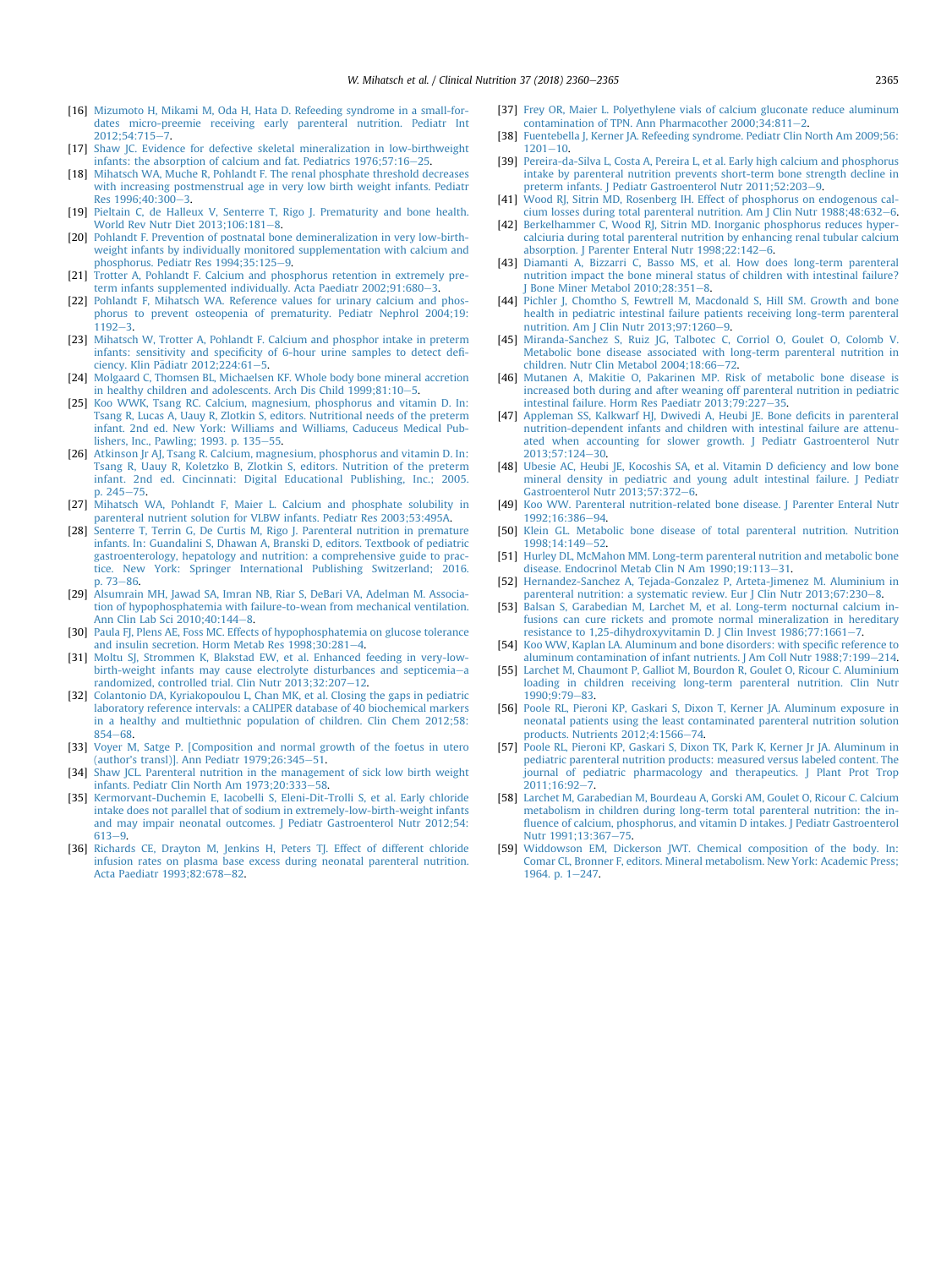[16] Mizumoto H, Mikami M, Oda H, Hata D. Refeeding syndrome in a small-for-dates micro-preemie receiving early parenteral nutrition. Pediatr Int 2012;54:715–7.

[17] Shaw JC. Evidence for defective skeletal mineralization in low-birthweight infants: the absorption of calcium and fat. Pediatrics 1976;57:16–25.

[18] Mihatsch WA, Muche R, Pohlandt F. The renal phosphate threshold decreases with increasing postmenstrual age in very low birth weight infants. Pediatr Res 1996;40:300–3.

[19] Pieltain C, de Halleux V, Senterre T, Rigo J. Prematurity and bone health. World Rev Nutr Diet 2013;106:181–8.

[20] Pohlandt F. Prevention of postnatal bone demineralization in very low-birth-weight infants by individually monitored supplementation with calcium and phosphorus. Pediatr Res 1994;35:125–9.

[21] Trotter A, Pohlandt F. Calcium and phosphorus retention in extremely preterm infants supplemented individually. Acta Paediatr 2002;91:680–3.

[22] Pohlandt F, Mihatsch WA. Reference values for urinary calcium and phosphorus to prevent osteopenia of prematurity. Pediatr Nephrol 2004;19:1192–3.

[23] Mihatsch W, Trotter A, Pohlandt F. Calcium and phosphor intake in preterm infants: sensitivity and specificity of 6-hour urine samples to detect deficiency. Klin Pädiatr 2012;224:61–5.

[24] Molgaard C, Thomsen BL, Michaelsen KF. Whole body bone mineral accretion in healthy children and adolescents. Arch Dis Child 1999;81:10–5.

[25] Koo WWK, Tsang RC. Calcium, magnesium, phosphorus and vitamin D. In: Tsang R, Lucas A, Uauy R, Zlotkin S, editors. Nutritional needs of the preterm infant. 2nd ed. New York: Williams and Williams, Caduceus Medical Publishers, Inc., Pawling; 1993. p. 135–55.

[26] Atkinson Jr AJ, Tsang R. Calcium, magnesium, phosphorus and vitamin D. In: Tsang R, Uauy R, Koletzko B, Zlotkin S, editors. Nutrition of the preterm infant. 2nd ed. Cincinnati: Digital Educational Publishing, Inc.; 2005. p. 245–75.

[27] Mihatsch WA, Pohlandt F, Maier L. Calcium and phosphate solubility in parenteral nutrient solution for VLBW infants. Pediatr Res 2003;53:495A.

[28] Senterre T, Terrin G, De Curtis M, Rigo J. Parenteral nutrition in premature infants. In: Guandalini S, Dhawan A, Branski D, editors. Textbook of pediatric gastroenterology, hepatology and nutrition: a comprehensive guide to practice. New York: Springer International Publishing Switzerland; 2016. p. 73–86.

[29] Alsumrain MH, Jawad SA, Imran NB, Riar S, DeBari VA, Adelman M. Association of hypophosphatemia with failure-to-wean from mechanical ventilation. Ann Clin Lab Sci 2010;40:144–8.

[30] Paula FJ, Plens AE, Foss MC. Effects of hypophosphatemia on glucose tolerance and insulin secretion. Horm Metab Res 1998;30:281–4.

[31] Moltu SJ, Strommen K, Blakstad EW, et al. Enhanced feeding in very-low-birth-weight infants may cause electrolyte disturbances and septicemia—a randomized, controlled trial. Clin Nutr 2013;32:207–12.

[32] Colantonio DA, Kyriakopoulou L, Chan MK, et al. Closing the gaps in pediatric laboratory reference intervals: a CALIPER database of 40 biochemical markers in a healthy and multiethnic population of children. Clin Chem 2012;58:854–68.

[33] Voyer M, Satge P. [Composition and normal growth of the foetus in utero (author's transl)]. Ann Pediatr 1979;26:345–51.

[34] Shaw JCL. Parenteral nutrition in the management of sick low birth weight infants. Pediatr Clin North Am 1973;20:333–58.

[35] Kermorvant-Duchemin E, Iacobelli S, Eleni-Dit-Trolli S, et al. Early chloride intake does not parallel that of sodium in extremely-low-birth-weight infants and may impair neonatal outcomes. J Pediatr Gastroenterol Nutr 2012;54:613–9.

[36] Richards CE, Drayton M, Jenkins H, Peters TJ. Effect of different chloride infusion rates on plasma base excess during neonatal parenteral nutrition. Acta Paediatr 1993;82:678–82.

[37] Frey OR, Maier L. Polyethylene vials of calcium gluconate reduce aluminum contamination of TPN. Ann Pharmacother 2000;34:811–2.

[38] Fuentebella J, Kerner JA. Refeeding syndrome. Pediatr Clin North Am 2009;56:1201–10.

[39] Pereira-da-Silva L, Costa A, Pereira L, et al. Early high calcium and phosphorus intake by parenteral nutrition prevents short-term bone strength decline in preterm infants. J Pediatr Gastroenterol Nutr 2011;52:203–9.

[41] Wood RJ, Sitrin MD, Rosenberg IH. Effect of phosphorus on endogenous calcium losses during total parenteral nutrition. Am J Clin Nutr 1988;48:632–6.

[42] Berkelhammer C, Wood RJ, Sitrin MD. Inorganic phosphorus reduces hypercalciuria during total parenteral nutrition by enhancing renal tubular calcium absorption. J Parenter Enteral Nutr 1998;22:142–6.

[43] Diamanti A, Bizzarri C, Basso MS, et al. How does long-term parenteral nutrition impact the bone mineral status of children with intestinal failure? J Bone Miner Metabol 2010;28:351–8.

[44] Pichler J, Chomtho S, Fewtrell M, Macdonald S, Hill SM. Growth and bone health in pediatric intestinal failure patients receiving long-term parenteral nutrition. Am J Clin Nutr 2013;97:1260–9.

[45] Miranda-Sanchez S, Ruiz JG, Talbotec C, Corriol O, Goulet O, Colomb V. Metabolic bone disease associated with long-term parenteral nutrition in children. Nutr Clin Metabol 2004;18:66–72.

[46] Mutanen A, Makitie O, Pakarinen MP. Risk of metabolic bone disease is increased both during and after weaning off parenteral nutrition in pediatric intestinal failure. Horm Res Paediatr 2013;79:227–35.

[47] Appleman SS, Kalkwarf HJ, Dwivedi A, Heubi JE. Bone deficits in parenteral nutrition-dependent infants and children with intestinal failure are attenuated when accounting for slower growth. J Pediatr Gastroenterol Nutr 2013;57:124–30.

[48] Ubesie AC, Heubi JE, Kocoshis SA, et al. Vitamin D deficiency and low bone mineral density in pediatric and young adult intestinal failure. J Pediatr Gastroenterol Nutr 2013;57:372–6.

[49] Koo WW. Parenteral nutrition-related bone disease. J Parenter Enteral Nutr 1992;16:386–94.

[50] Klein GL. Metabolic bone disease of total parenteral nutrition. Nutrition 1998;14:149–52.

[51] Hurley DL, McMahon MM. Long-term parenteral nutrition and metabolic bone disease. Endocrinol Metab Clin N Am 1990;19:113–31.

[52] Hernandez-Sanchez A, Tejada-Gonzalez P, Arteta-Jimenez M. Aluminium in parenteral nutrition: a systematic review. Eur J Clin Nutr 2013;67:230–8.

[53] Balsan S, Garabedian M, Larchet M, et al. Long-term nocturnal calcium infusions can cure rickets and promote normal mineralization in hereditary resistance to 1,25-dihydroxyvitamin D. J Clin Invest 1986;77:1661–7.

[54] Koo WW, Kaplan LA. Aluminum and bone disorders: with specific reference to aluminum contamination of infant nutrients. J Am Coll Nutr 1988;7:199–214.

[55] Larchet M, Chaumont P, Galliot M, Bourdon R, Goulet O, Ricour C. Aluminium loading in children receiving long-term parenteral nutrition. Clin Nutr 1990;9:79–83.

[56] Poole RL, Pieroni KP, Gaskari S, Dixon T, Kerner JA. Aluminum exposure in neonatal patients using the least contaminated parenteral nutrition solution products. Nutrients 2012;4:1566–74.

[57] Poole RL, Pieroni KP, Gaskari S, Dixon TK, Park K, Kerner Jr JA. Aluminum in pediatric parenteral nutrition products: measured versus labeled content. The journal of pediatric pharmacology and therapeutics. J Plant Prot Trop 2011;16:92–7.

[58] Larchet M, Garabedian M, Bourdeau A, Gorski AM, Goulet O, Ricour C. Calcium metabolism in children during long-term total parenteral nutrition: the influence of calcium, phosphorus, and vitamin D intakes. J Pediatr Gastroenterol Nutr 1991;13:367–75.

[59] Widdowson EM, Dickerson JWT. Chemical composition of the body. In: Comar CL, Bronner F, editors. Mineral metabolism. New York: Academic Press; 1964. p. 1–247.